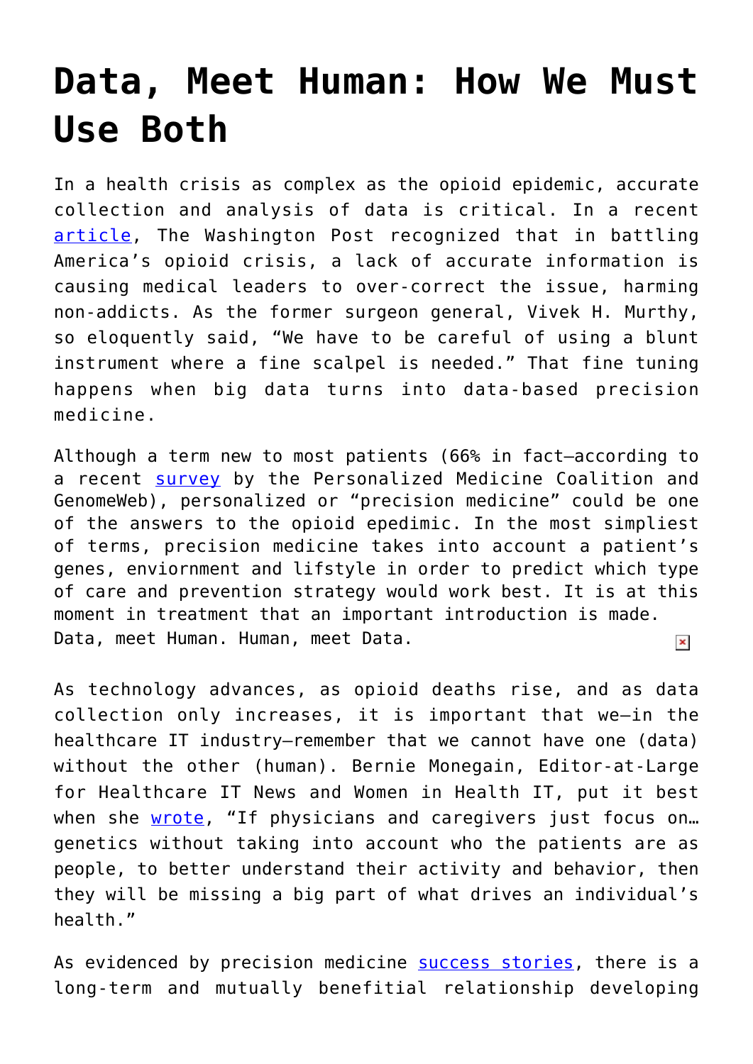# Data, Meet Human: How We Must Use Both

In a health crisis as complex as the opioid epidemic, accurate collection and analysis of data is critical. In a recent article, The Washington Post recognized that in battling America's opioid crisis, a lack of accurate information is causing medical leaders to over-correct the issue, harming non-addicts. As the former surgeon general, Vivek H. Murthy, so eloquently said, "We have to be careful of using a blunt instrument where a fine scalpel is needed." That fine tuning happens when big data turns into data-based precision medicine.

Although a term new to most patients (66% in fact—according to a recent survey by the Personalized Medicine Coalition and GenomeWeb), personalized or "precision medicine" could be one of the answers to the opioid epedimic. In the most simpliest of terms, precision medicine takes into account a patient's genes, enviornment and lifstyle in order to predict which type of care and prevention strategy would work best. It is at this moment in treatment that an important introduction is made. Data, meet Human. Human, meet Data.

As technology advances, as opioid deaths rise, and as data collection only increases, it is important that we—in the healthcare IT industry—remember that we cannot have one (data) without the other (human). Bernie Monegain, Editor-at-Large for Healthcare IT News and Women in Health IT, put it best when she wrote, "If physicians and caregivers just focus on… genetics without taking into account who the patients are as people, to better understand their activity and behavior, then they will be missing a big part of what drives an individual's health."

As evidenced by precision medicine success stories, there is a long-term and mutually benefitial relationship developing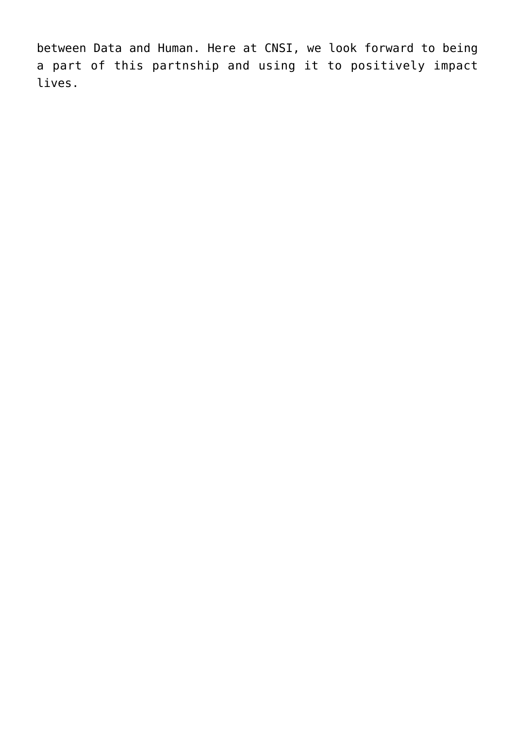between Data and Human. Here at CNSI, we look forward to being a part of this partnship and using it to positively impact lives.